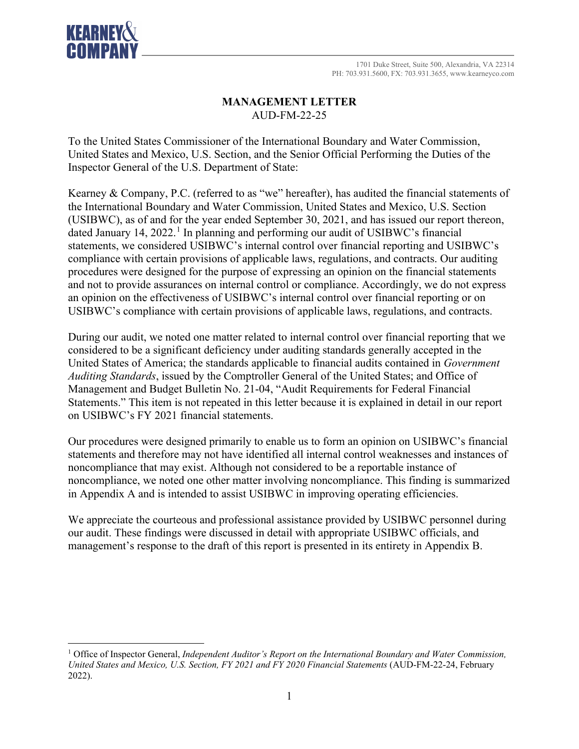1701 Duke Street, Suite 500, Alexandria, VA 22314
PH: 703.931.5600, FX: 703.931.3655, www.kearneyco.com

**MANAGEMENT LETTER**
AUD-FM-22-25

To the United States Commissioner of the International Boundary and Water Commission, United States and Mexico, U.S. Section, and the Senior Official Performing the Duties of the Inspector General of the U.S. Department of State:

Kearney & Company, P.C. (referred to as "we" hereafter), has audited the financial statements of the International Boundary and Water Commission, United States and Mexico, U.S. Section (USIBWC), as of and for the year ended September 30, 2021, and has issued our report thereon, dated January 14, 2022.[1] In planning and performing our audit of USIBWC's financial statements, we considered USIBWC's internal control over financial reporting and USIBWC's compliance with certain provisions of applicable laws, regulations, and contracts. Our auditing procedures were designed for the purpose of expressing an opinion on the financial statements and not to provide assurances on internal control or compliance. Accordingly, we do not express an opinion on the effectiveness of USIBWC's internal control over financial reporting or on USIBWC's compliance with certain provisions of applicable laws, regulations, and contracts.

During our audit, we noted one matter related to internal control over financial reporting that we considered to be a significant deficiency under auditing standards generally accepted in the United States of America; the standards applicable to financial audits contained in *Government Auditing Standards*, issued by the Comptroller General of the United States; and Office of Management and Budget Bulletin No. 21-04, "Audit Requirements for Federal Financial Statements." This item is not repeated in this letter because it is explained in detail in our report on USIBWC's FY 2021 financial statements.

Our procedures were designed primarily to enable us to form an opinion on USIBWC's financial statements and therefore may not have identified all internal control weaknesses and instances of noncompliance that may exist. Although not considered to be a reportable instance of noncompliance, we noted one other matter involving noncompliance. This finding is summarized in Appendix A and is intended to assist USIBWC in improving operating efficiencies.

We appreciate the courteous and professional assistance provided by USIBWC personnel during our audit. These findings were discussed in detail with appropriate USIBWC officials, and management's response to the draft of this report is presented in its entirety in Appendix B.

---

[1] Office of Inspector General, *Independent Auditor's Report on the International Boundary and Water Commission, United States and Mexico, U.S. Section, FY 2021 and FY 2020 Financial Statements* (AUD-FM-22-24, February 2022).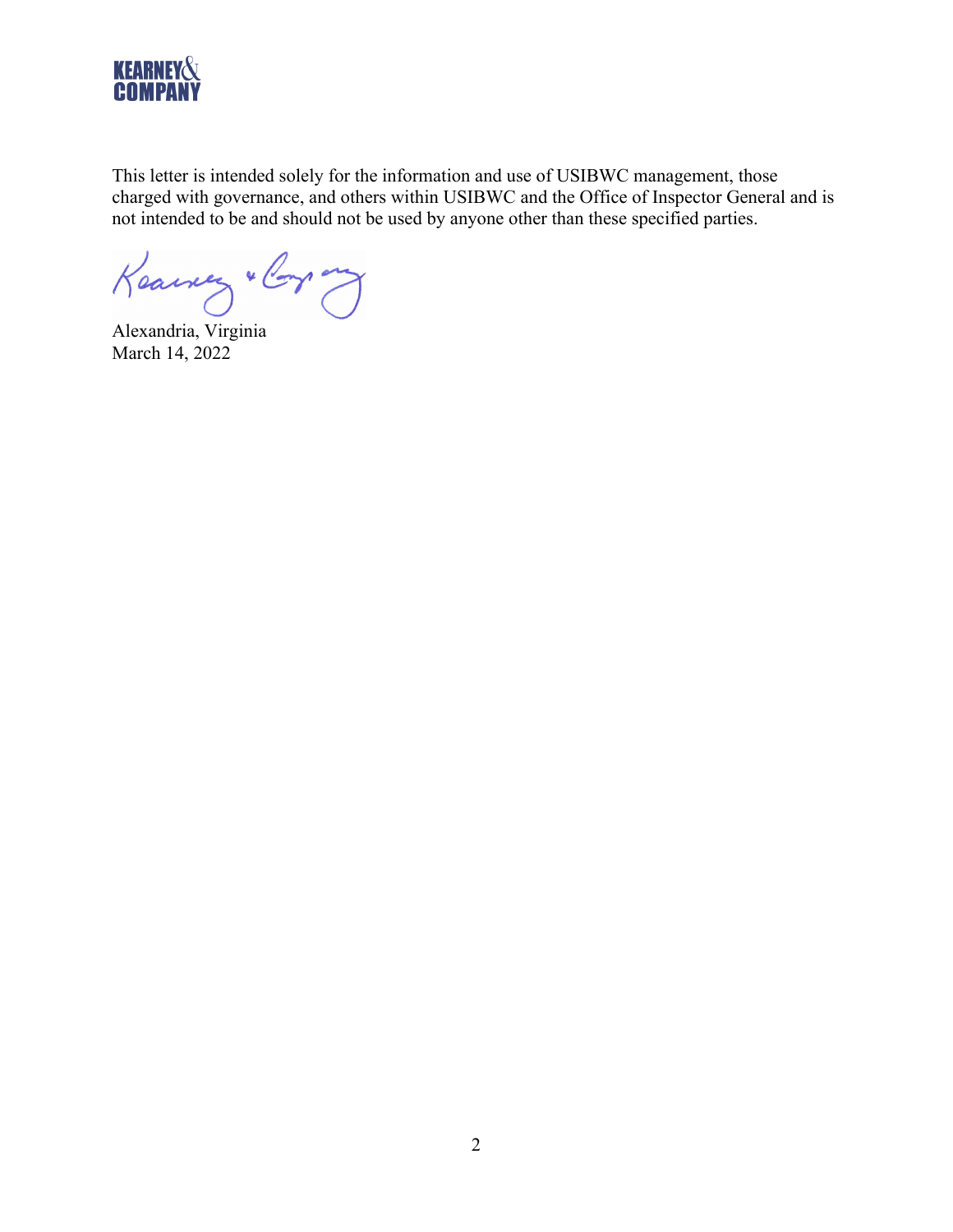This letter is intended solely for the information and use of USIBWC management, those charged with governance, and others within USIBWC and the Office of Inspector General and is not intended to be and should not be used by anyone other than these specified parties.

Kearney & Company

Alexandria, Virginia
March 14, 2022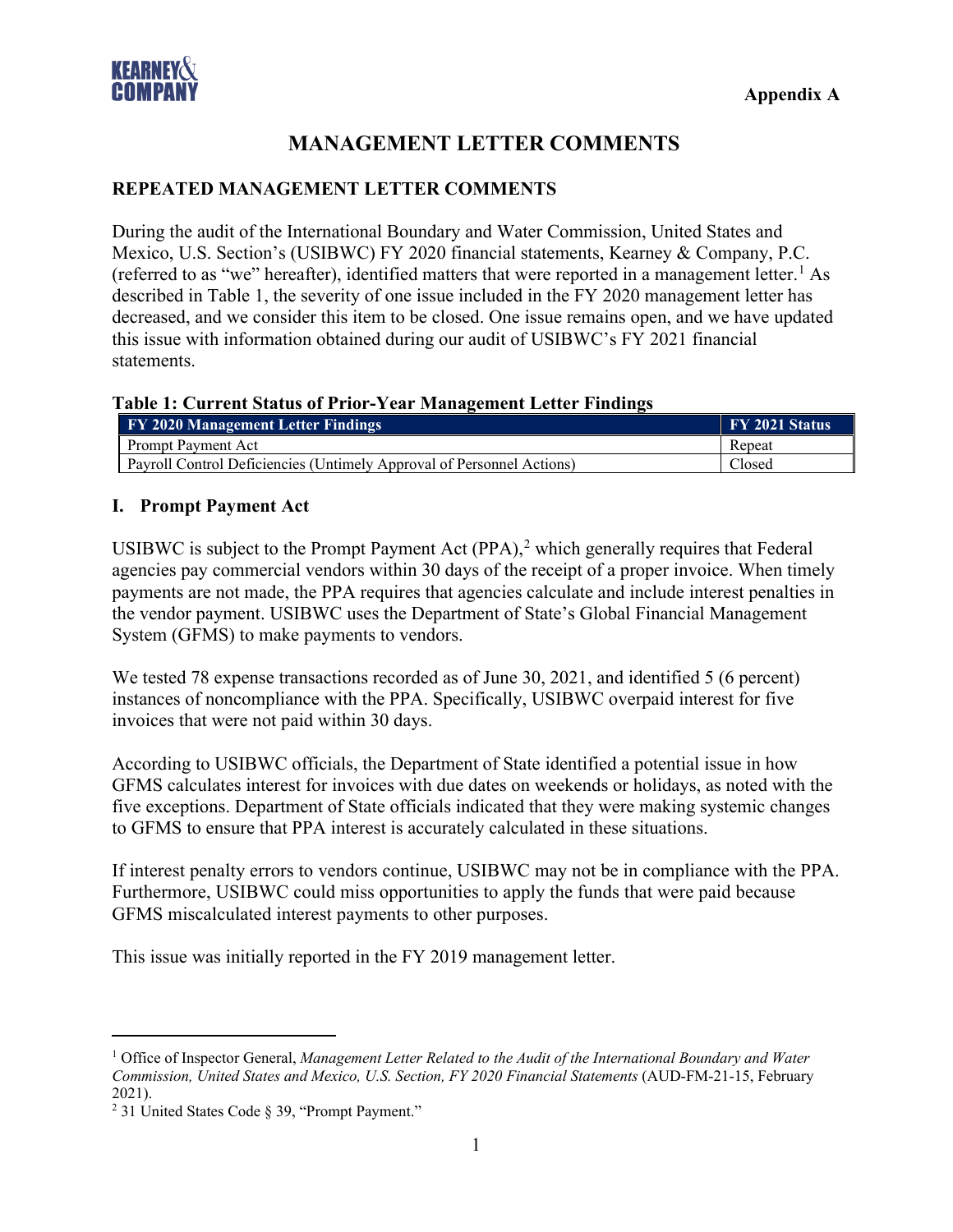Appendix A

# MANAGEMENT LETTER COMMENTS

## REPEATED MANAGEMENT LETTER COMMENTS

During the audit of the International Boundary and Water Commission, United States and Mexico, U.S. Section's (USIBWC) FY 2020 financial statements, Kearney & Company, P.C. (referred to as "we" hereafter), identified matters that were reported in a management letter.[1] As described in Table 1, the severity of one issue included in the FY 2020 management letter has decreased, and we consider this item to be closed. One issue remains open, and we have updated this issue with information obtained during our audit of USIBWC's FY 2021 financial statements.

**Table 1: Current Status of Prior-Year Management Letter Findings**

| FY 2020 Management Letter Findings | FY 2021 Status |
|---|---|
| Prompt Payment Act | Repeat |
| Payroll Control Deficiencies (Untimely Approval of Personnel Actions) | Closed |

### I. Prompt Payment Act

USIBWC is subject to the Prompt Payment Act (PPA),[2] which generally requires that Federal agencies pay commercial vendors within 30 days of the receipt of a proper invoice. When timely payments are not made, the PPA requires that agencies calculate and include interest penalties in the vendor payment. USIBWC uses the Department of State's Global Financial Management System (GFMS) to make payments to vendors.

We tested 78 expense transactions recorded as of June 30, 2021, and identified 5 (6 percent) instances of noncompliance with the PPA. Specifically, USIBWC overpaid interest for five invoices that were not paid within 30 days.

According to USIBWC officials, the Department of State identified a potential issue in how GFMS calculates interest for invoices with due dates on weekends or holidays, as noted with the five exceptions. Department of State officials indicated that they were making systemic changes to GFMS to ensure that PPA interest is accurately calculated in these situations.

If interest penalty errors to vendors continue, USIBWC may not be in compliance with the PPA. Furthermore, USIBWC could miss opportunities to apply the funds that were paid because GFMS miscalculated interest payments to other purposes.

This issue was initially reported in the FY 2019 management letter.

---

[1] Office of Inspector General, *Management Letter Related to the Audit of the International Boundary and Water Commission, United States and Mexico, U.S. Section, FY 2020 Financial Statements* (AUD-FM-21-15, February 2021).

[2] 31 United States Code § 39, "Prompt Payment."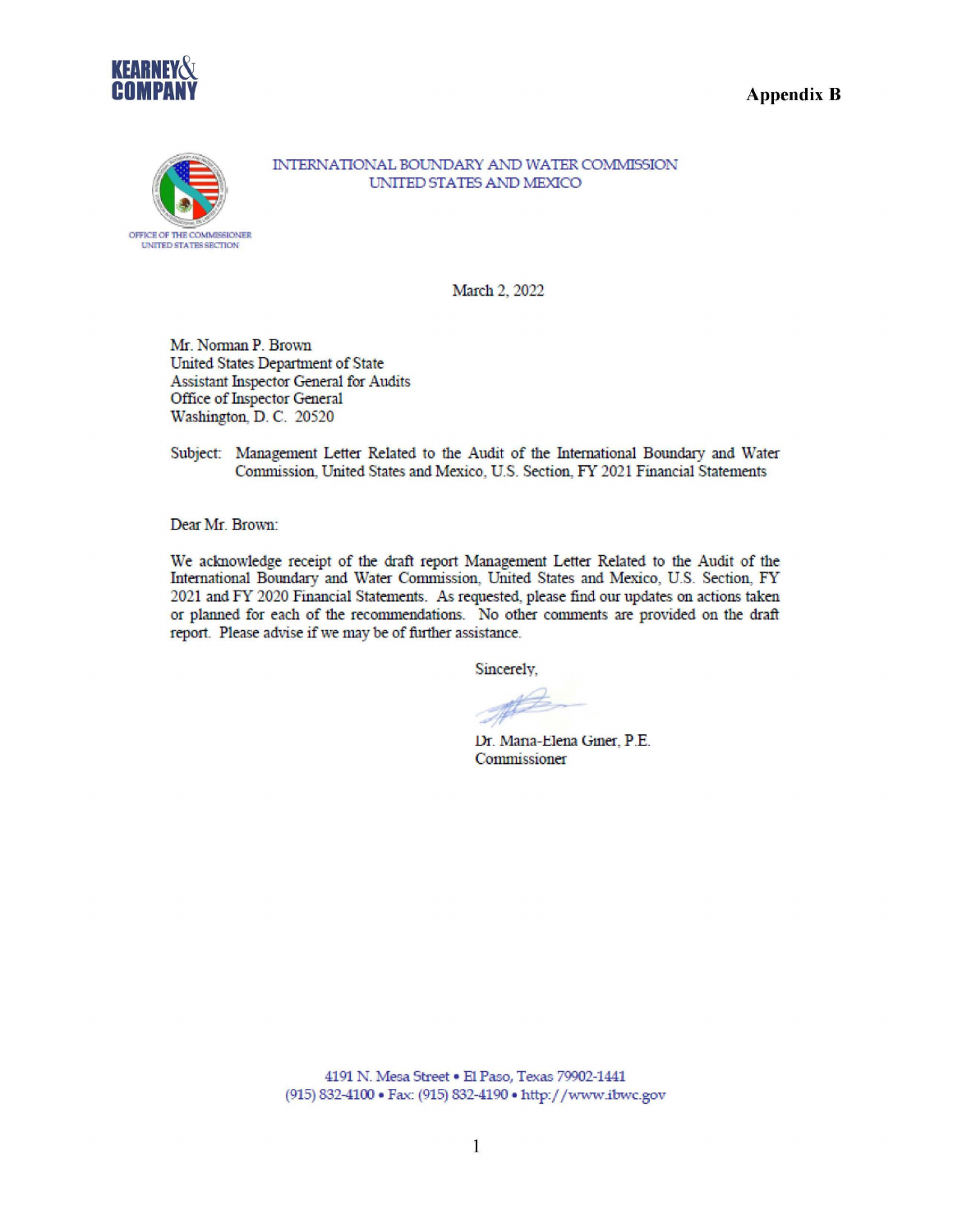**Appendix B**

INTERNATIONAL BOUNDARY AND WATER COMMISSION
UNITED STATES AND MEXICO

OFFICE OF THE COMMISSIONER
UNITED STATES SECTION

March 2, 2022

Mr. Norman P. Brown
United States Department of State
Assistant Inspector General for Audits
Office of Inspector General
Washington, D. C. 20520

Subject: Management Letter Related to the Audit of the International Boundary and Water Commission, United States and Mexico, U.S. Section, FY 2021 Financial Statements

Dear Mr. Brown:

We acknowledge receipt of the draft report Management Letter Related to the Audit of the International Boundary and Water Commission, United States and Mexico, U.S. Section, FY 2021 and FY 2020 Financial Statements. As requested, please find our updates on actions taken or planned for each of the recommendations. No other comments are provided on the draft report. Please advise if we may be of further assistance.

Sincerely,

Dr. Maria-Elena Giner, P.E.
Commissioner

4191 N. Mesa Street • El Paso, Texas 79902-1441
(915) 832-4100 • Fax: (915) 832-4190 • http://www.ibwc.gov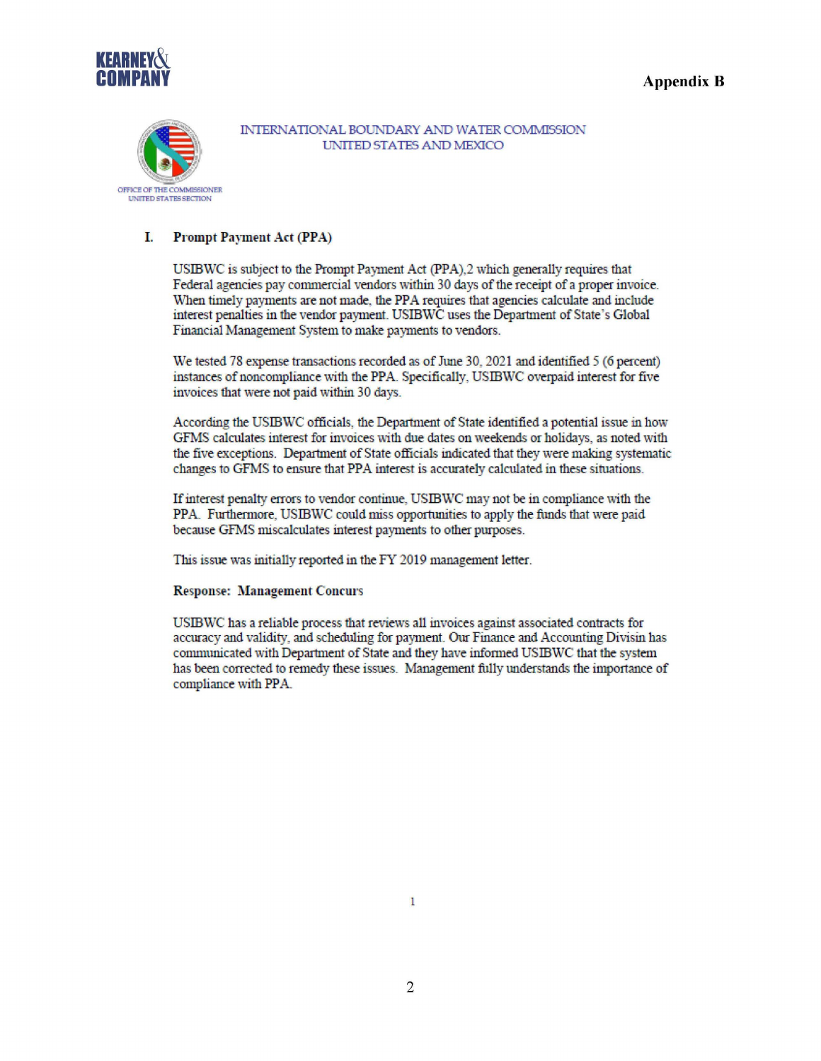Appendix B

INTERNATIONAL BOUNDARY AND WATER COMMISSION
UNITED STATES AND MEXICO

OFFICE OF THE COMMISSIONER
UNITED STATES SECTION

## I. Prompt Payment Act (PPA)

USIBWC is subject to the Prompt Payment Act (PPA),2 which generally requires that Federal agencies pay commercial vendors within 30 days of the receipt of a proper invoice. When timely payments are not made, the PPA requires that agencies calculate and include interest penalties in the vendor payment. USIBWC uses the Department of State's Global Financial Management System to make payments to vendors.

We tested 78 expense transactions recorded as of June 30, 2021 and identified 5 (6 percent) instances of noncompliance with the PPA. Specifically, USIBWC overpaid interest for five invoices that were not paid within 30 days.

According the USIBWC officials, the Department of State identified a potential issue in how GFMS calculates interest for invoices with due dates on weekends or holidays, as noted with the five exceptions. Department of State officials indicated that they were making systematic changes to GFMS to ensure that PPA interest is accurately calculated in these situations.

If interest penalty errors to vendor continue, USIBWC may not be in compliance with the PPA. Furthermore, USIBWC could miss opportunities to apply the funds that were paid because GFMS miscalculates interest payments to other purposes.

This issue was initially reported in the FY 2019 management letter.

**Response: Management Concurs**

USIBWC has a reliable process that reviews all invoices against associated contracts for accuracy and validity, and scheduling for payment. Our Finance and Accounting Divisin has communicated with Department of State and they have informed USIBWC that the system has been corrected to remedy these issues. Management fully understands the importance of compliance with PPA.